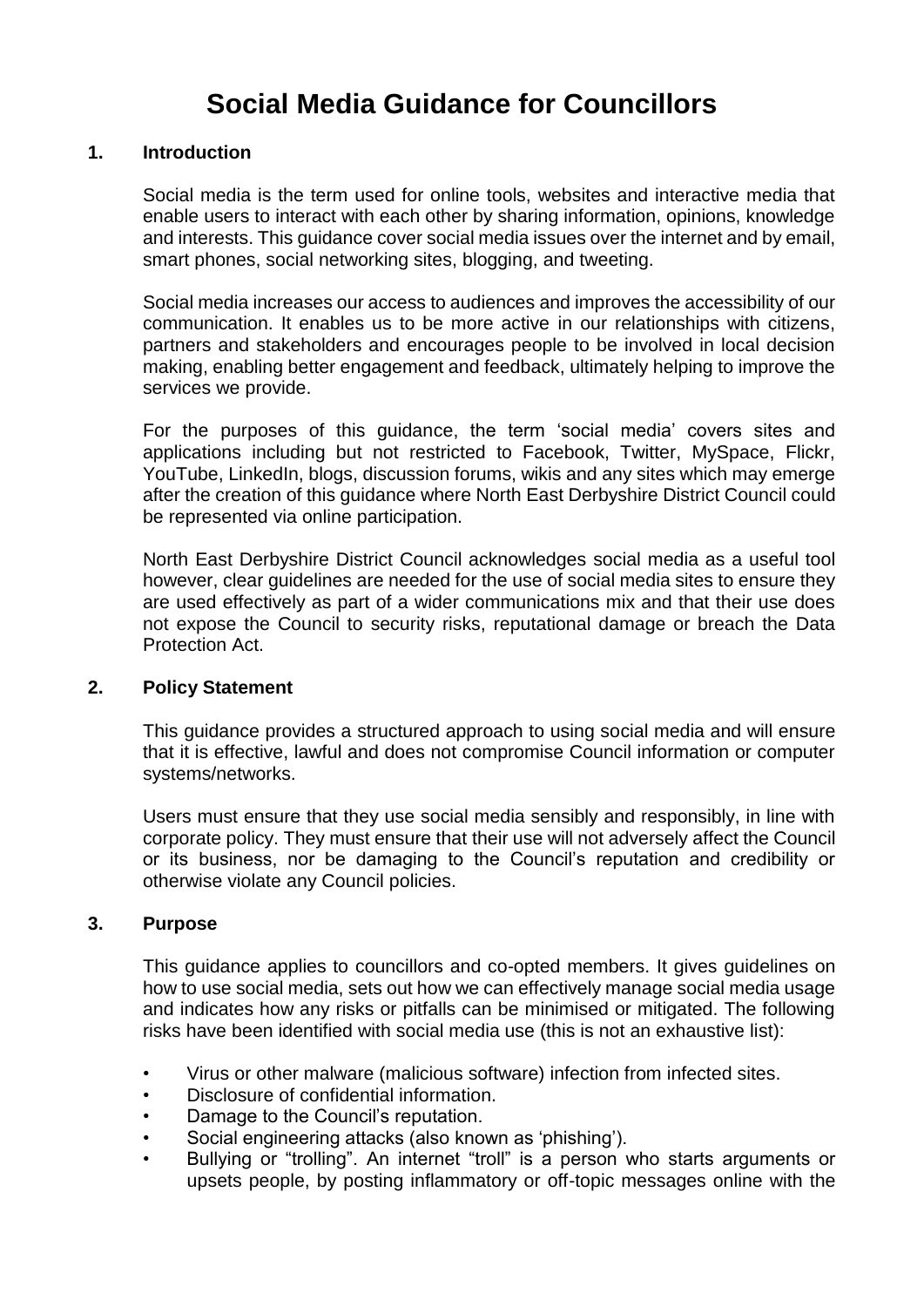# Social Media Guidance for Councillors

## 1. Introduction

Social media is the term used for online tools, websites and interactive media that enable users to interact with each other by sharing information, opinions, knowledge and interests. This guidance cover social media issues over the internet and by email, smart phones, social networking sites, blogging, and tweeting.

Social media increases our access to audiences and improves the accessibility of our communication. It enables us to be more active in our relationships with citizens, partners and stakeholders and encourages people to be involved in local decision making, enabling better engagement and feedback, ultimately helping to improve the services we provide.

For the purposes of this guidance, the term 'social media' covers sites and applications including but not restricted to Facebook, Twitter, MySpace, Flickr, YouTube, LinkedIn, blogs, discussion forums, wikis and any sites which may emerge after the creation of this guidance where North East Derbyshire District Council could be represented via online participation.

North East Derbyshire District Council acknowledges social media as a useful tool however, clear guidelines are needed for the use of social media sites to ensure they are used effectively as part of a wider communications mix and that their use does not expose the Council to security risks, reputational damage or breach the Data Protection Act.

## 2. Policy Statement

This guidance provides a structured approach to using social media and will ensure that it is effective, lawful and does not compromise Council information or computer systems/networks.

Users must ensure that they use social media sensibly and responsibly, in line with corporate policy. They must ensure that their use will not adversely affect the Council or its business, nor be damaging to the Council's reputation and credibility or otherwise violate any Council policies.

## 3. Purpose

This guidance applies to councillors and co-opted members. It gives guidelines on how to use social media, sets out how we can effectively manage social media usage and indicates how any risks or pitfalls can be minimised or mitigated. The following risks have been identified with social media use (this is not an exhaustive list):

- Virus or other malware (malicious software) infection from infected sites.
- Disclosure of confidential information.
- Damage to the Council's reputation.
- Social engineering attacks (also known as 'phishing').
- Bullying or "trolling". An internet "troll" is a person who starts arguments or upsets people, by posting inflammatory or off-topic messages online with the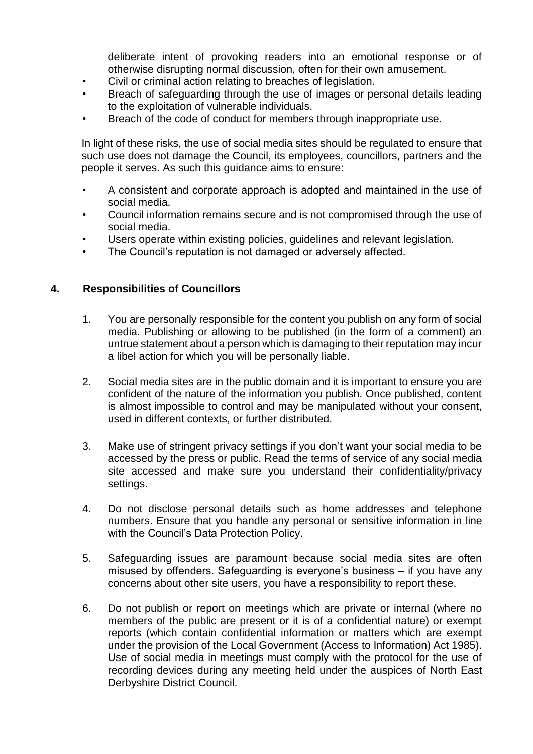deliberate intent of provoking readers into an emotional response or of otherwise disrupting normal discussion, often for their own amusement.

- Civil or criminal action relating to breaches of legislation.
- Breach of safeguarding through the use of images or personal details leading to the exploitation of vulnerable individuals.
- Breach of the code of conduct for members through inappropriate use.

In light of these risks, the use of social media sites should be regulated to ensure that such use does not damage the Council, its employees, councillors, partners and the people it serves. As such this guidance aims to ensure:

- A consistent and corporate approach is adopted and maintained in the use of social media.
- Council information remains secure and is not compromised through the use of social media.
- Users operate within existing policies, guidelines and relevant legislation.
- The Council's reputation is not damaged or adversely affected.

## 4. Responsibilities of Councillors

1. You are personally responsible for the content you publish on any form of social media. Publishing or allowing to be published (in the form of a comment) an untrue statement about a person which is damaging to their reputation may incur a libel action for which you will be personally liable.

2. Social media sites are in the public domain and it is important to ensure you are confident of the nature of the information you publish. Once published, content is almost impossible to control and may be manipulated without your consent, used in different contexts, or further distributed.

3. Make use of stringent privacy settings if you don't want your social media to be accessed by the press or public. Read the terms of service of any social media site accessed and make sure you understand their confidentiality/privacy settings.

4. Do not disclose personal details such as home addresses and telephone numbers. Ensure that you handle any personal or sensitive information in line with the Council's Data Protection Policy.

5. Safeguarding issues are paramount because social media sites are often misused by offenders. Safeguarding is everyone's business – if you have any concerns about other site users, you have a responsibility to report these.

6. Do not publish or report on meetings which are private or internal (where no members of the public are present or it is of a confidential nature) or exempt reports (which contain confidential information or matters which are exempt under the provision of the Local Government (Access to Information) Act 1985). Use of social media in meetings must comply with the protocol for the use of recording devices during any meeting held under the auspices of North East Derbyshire District Council.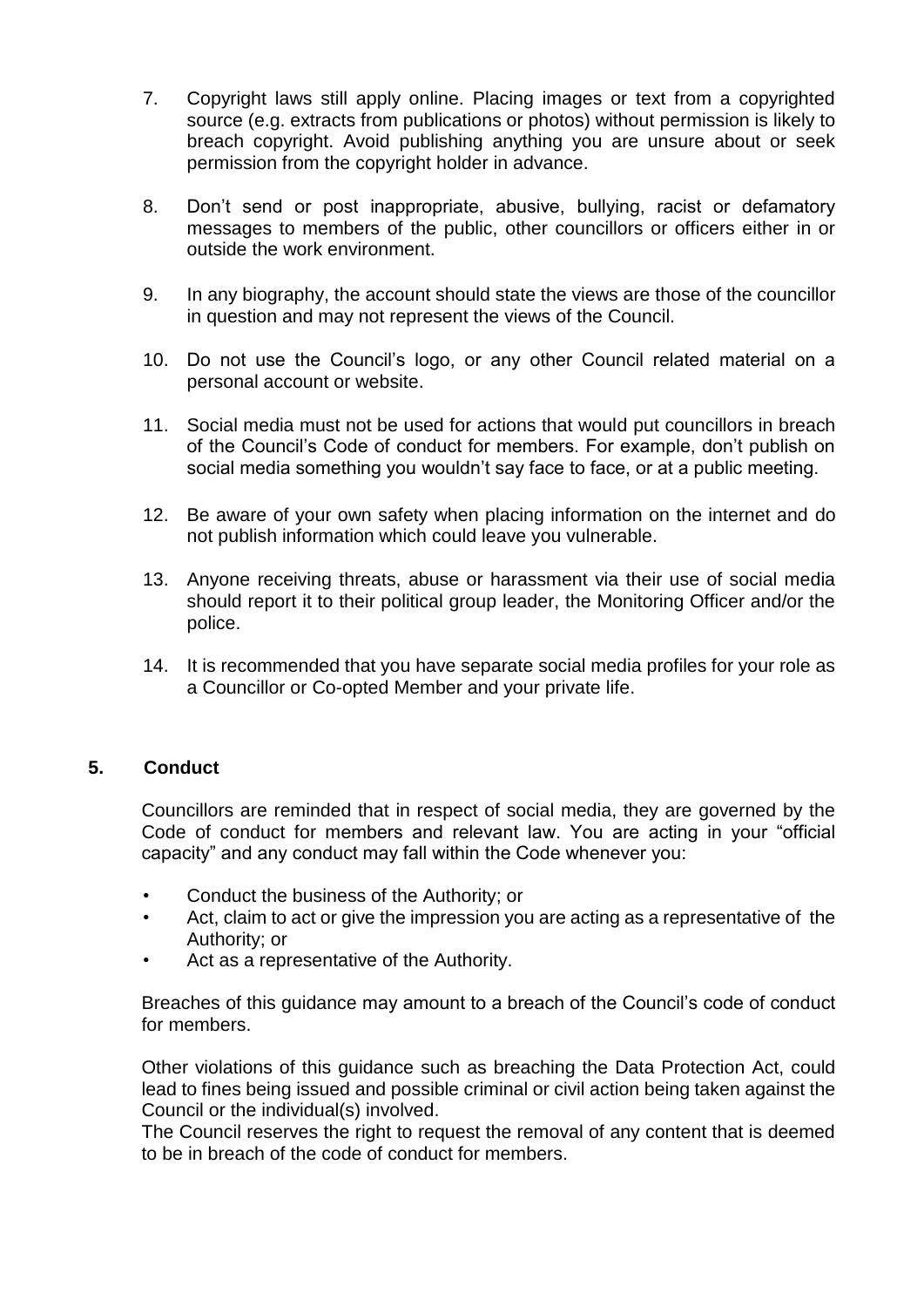7. Copyright laws still apply online. Placing images or text from a copyrighted source (e.g. extracts from publications or photos) without permission is likely to breach copyright. Avoid publishing anything you are unsure about or seek permission from the copyright holder in advance.

8. Don't send or post inappropriate, abusive, bullying, racist or defamatory messages to members of the public, other councillors or officers either in or outside the work environment.

9. In any biography, the account should state the views are those of the councillor in question and may not represent the views of the Council.

10. Do not use the Council's logo, or any other Council related material on a personal account or website.

11. Social media must not be used for actions that would put councillors in breach of the Council's Code of conduct for members. For example, don't publish on social media something you wouldn't say face to face, or at a public meeting.

12. Be aware of your own safety when placing information on the internet and do not publish information which could leave you vulnerable.

13. Anyone receiving threats, abuse or harassment via their use of social media should report it to their political group leader, the Monitoring Officer and/or the police.

14. It is recommended that you have separate social media profiles for your role as a Councillor or Co-opted Member and your private life.

## 5. Conduct

Councillors are reminded that in respect of social media, they are governed by the Code of conduct for members and relevant law. You are acting in your "official capacity" and any conduct may fall within the Code whenever you:

- Conduct the business of the Authority; or
- Act, claim to act or give the impression you are acting as a representative of the Authority; or
- Act as a representative of the Authority.

Breaches of this guidance may amount to a breach of the Council's code of conduct for members.

Other violations of this guidance such as breaching the Data Protection Act, could lead to fines being issued and possible criminal or civil action being taken against the Council or the individual(s) involved.
The Council reserves the right to request the removal of any content that is deemed to be in breach of the code of conduct for members.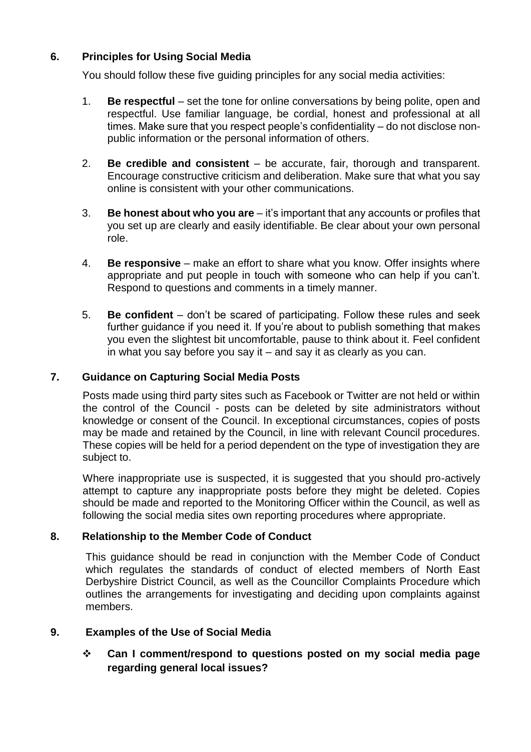## 6. Principles for Using Social Media

You should follow these five guiding principles for any social media activities:

1. **Be respectful** – set the tone for online conversations by being polite, open and respectful. Use familiar language, be cordial, honest and professional at all times. Make sure that you respect people's confidentiality – do not disclose non-public information or the personal information of others.

2. **Be credible and consistent** – be accurate, fair, thorough and transparent. Encourage constructive criticism and deliberation. Make sure that what you say online is consistent with your other communications.

3. **Be honest about who you are** – it's important that any accounts or profiles that you set up are clearly and easily identifiable. Be clear about your own personal role.

4. **Be responsive** – make an effort to share what you know. Offer insights where appropriate and put people in touch with someone who can help if you can't. Respond to questions and comments in a timely manner.

5. **Be confident** – don't be scared of participating. Follow these rules and seek further guidance if you need it. If you're about to publish something that makes you even the slightest bit uncomfortable, pause to think about it. Feel confident in what you say before you say it – and say it as clearly as you can.

## 7. Guidance on Capturing Social Media Posts

Posts made using third party sites such as Facebook or Twitter are not held or within the control of the Council - posts can be deleted by site administrators without knowledge or consent of the Council. In exceptional circumstances, copies of posts may be made and retained by the Council, in line with relevant Council procedures. These copies will be held for a period dependent on the type of investigation they are subject to.

Where inappropriate use is suspected, it is suggested that you should pro-actively attempt to capture any inappropriate posts before they might be deleted. Copies should be made and reported to the Monitoring Officer within the Council, as well as following the social media sites own reporting procedures where appropriate.

## 8. Relationship to the Member Code of Conduct

This guidance should be read in conjunction with the Member Code of Conduct which regulates the standards of conduct of elected members of North East Derbyshire District Council, as well as the Councillor Complaints Procedure which outlines the arrangements for investigating and deciding upon complaints against members.

## 9. Examples of the Use of Social Media

- **Can I comment/respond to questions posted on my social media page regarding general local issues?**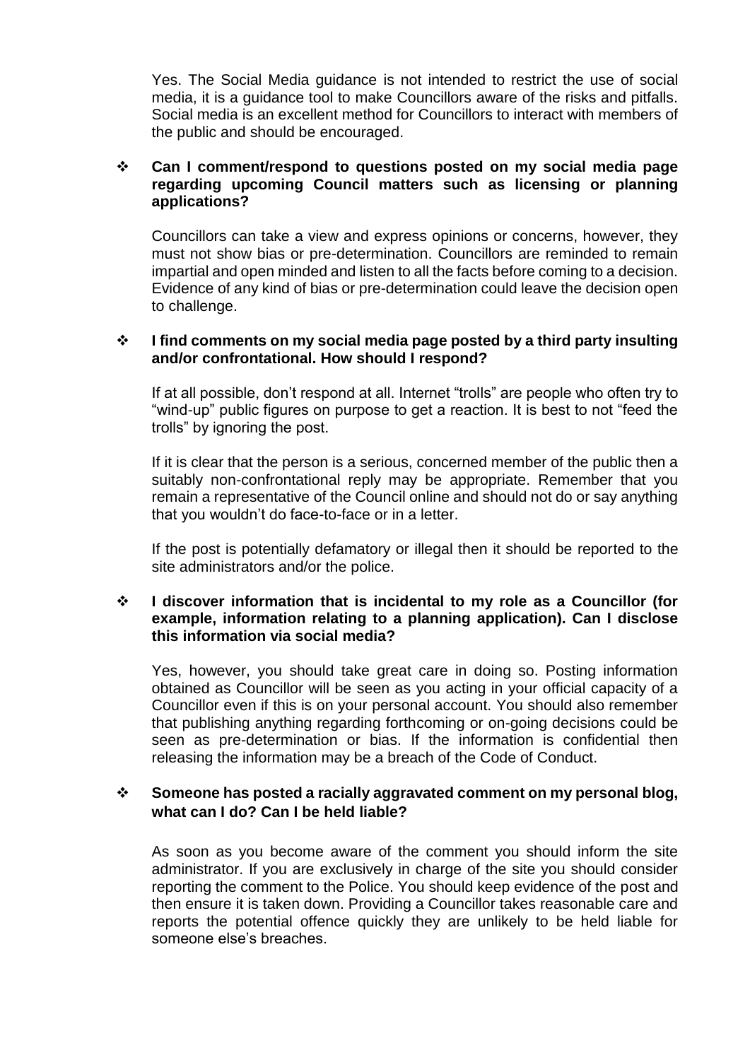Yes. The Social Media guidance is not intended to restrict the use of social media, it is a guidance tool to make Councillors aware of the risks and pitfalls. Social media is an excellent method for Councillors to interact with members of the public and should be encouraged.

- **Can I comment/respond to questions posted on my social media page regarding upcoming Council matters such as licensing or planning applications?**

  Councillors can take a view and express opinions or concerns, however, they must not show bias or pre-determination. Councillors are reminded to remain impartial and open minded and listen to all the facts before coming to a decision. Evidence of any kind of bias or pre-determination could leave the decision open to challenge.

- **I find comments on my social media page posted by a third party insulting and/or confrontational. How should I respond?**

  If at all possible, don't respond at all. Internet "trolls" are people who often try to "wind-up" public figures on purpose to get a reaction. It is best to not "feed the trolls" by ignoring the post.

  If it is clear that the person is a serious, concerned member of the public then a suitably non-confrontational reply may be appropriate. Remember that you remain a representative of the Council online and should not do or say anything that you wouldn't do face-to-face or in a letter.

  If the post is potentially defamatory or illegal then it should be reported to the site administrators and/or the police.

- **I discover information that is incidental to my role as a Councillor (for example, information relating to a planning application). Can I disclose this information via social media?**

  Yes, however, you should take great care in doing so. Posting information obtained as Councillor will be seen as you acting in your official capacity of a Councillor even if this is on your personal account. You should also remember that publishing anything regarding forthcoming or on-going decisions could be seen as pre-determination or bias. If the information is confidential then releasing the information may be a breach of the Code of Conduct.

- **Someone has posted a racially aggravated comment on my personal blog, what can I do? Can I be held liable?**

  As soon as you become aware of the comment you should inform the site administrator. If you are exclusively in charge of the site you should consider reporting the comment to the Police. You should keep evidence of the post and then ensure it is taken down. Providing a Councillor takes reasonable care and reports the potential offence quickly they are unlikely to be held liable for someone else's breaches.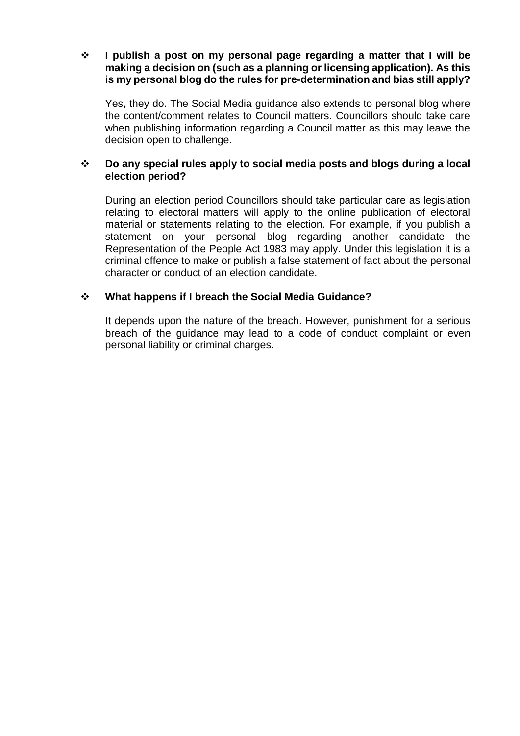- **I publish a post on my personal page regarding a matter that I will be making a decision on (such as a planning or licensing application). As this is my personal blog do the rules for pre-determination and bias still apply?**

  Yes, they do. The Social Media guidance also extends to personal blog where the content/comment relates to Council matters. Councillors should take care when publishing information regarding a Council matter as this may leave the decision open to challenge.

- **Do any special rules apply to social media posts and blogs during a local election period?**

  During an election period Councillors should take particular care as legislation relating to electoral matters will apply to the online publication of electoral material or statements relating to the election. For example, if you publish a statement on your personal blog regarding another candidate the Representation of the People Act 1983 may apply. Under this legislation it is a criminal offence to make or publish a false statement of fact about the personal character or conduct of an election candidate.

- **What happens if I breach the Social Media Guidance?**

  It depends upon the nature of the breach. However, punishment for a serious breach of the guidance may lead to a code of conduct complaint or even personal liability or criminal charges.